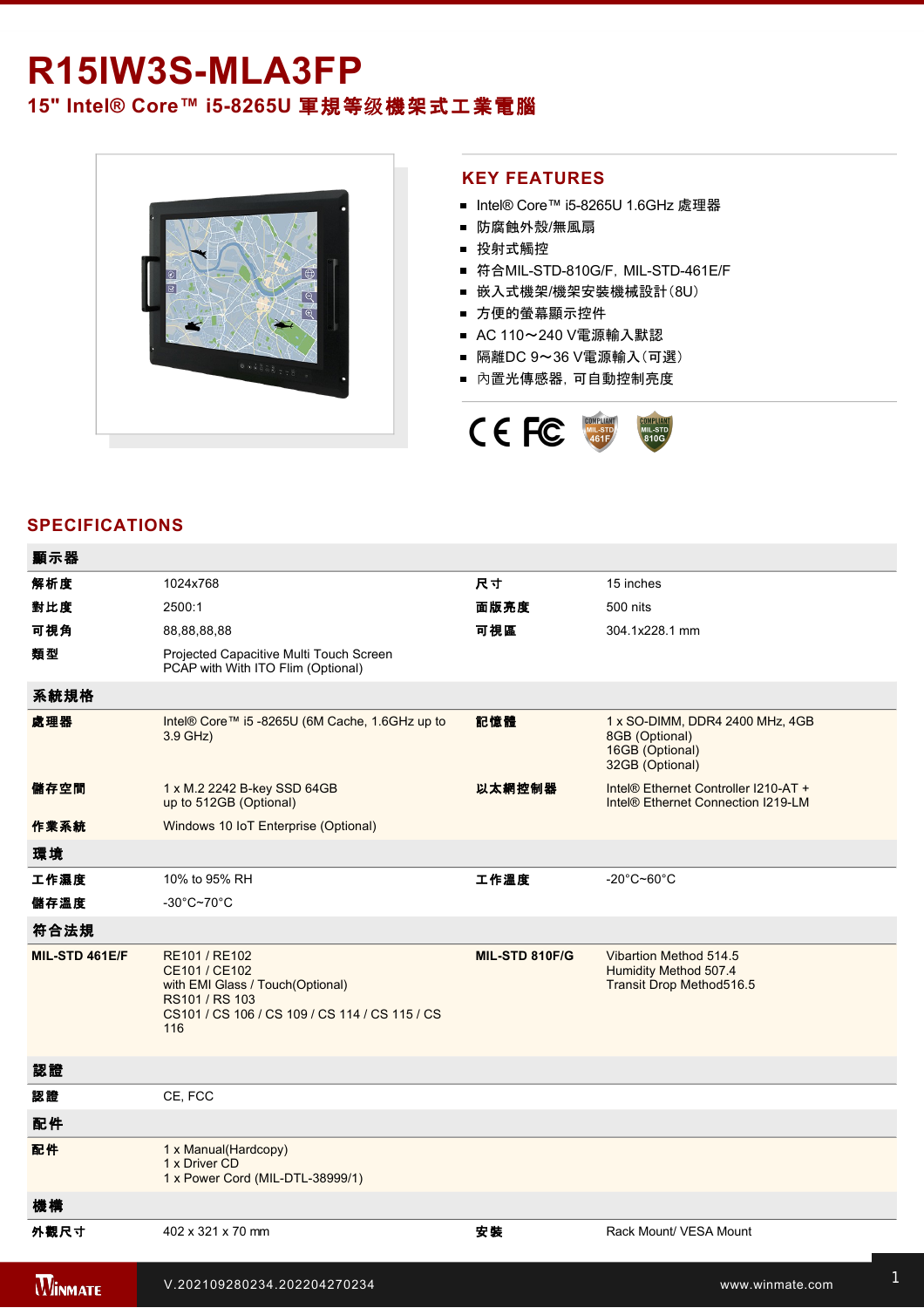# R15IW3S-MLA3FP

## 15" Intel® Core™ i5-8265U 軍規等级機架式工業電腦

## KEY FEATURES

- Intel® Core™ i5-8265U 1.6GHz 處理器
- 防腐蝕外殼/無風扇
- 投射式觸控
- 符合MIL-STD-810G/F, MIL-STD-461E/F
- 嵌入式機架/機架安裝機械設計(8U)
- 方便的螢幕顯示控件
- AC 110～240 V電源輸入默認
- 隔離DC 9～36 V電源輸入(可選)
- 內置光傳感器, 可自動控制亮度

## SPECIFICATIONS

| 顯示器 | | | |
|---|---|---|---|
| 解析度 | 1024x768 | 尺寸 | 15 inches |
| 對比度 | 2500:1 | 面版亮度 | 500 nits |
| 可視角 | 88,88,88,88 | 可視區 | 304.1x228.1 mm |
| 類型 | Projected Capacitive Multi Touch Screen<br>PCAP with With ITO Flim (Optional) | | |
| **系統規格** | | | |
| 處理器 | Intel® Core™ i5 -8265U (6M Cache, 1.6GHz up to 3.9 GHz) | 記憶體 | 1 x SO-DIMM, DDR4 2400 MHz, 4GB<br>8GB (Optional)<br>16GB (Optional)<br>32GB (Optional) |
| 儲存空間 | 1 x M.2 2242 B-key SSD 64GB<br>up to 512GB (Optional) | 以太網控制器 | Intel® Ethernet Controller I210-AT +<br>Intel® Ethernet Connection I219-LM |
| 作業系統 | Windows 10 IoT Enterprise (Optional) | | |
| **環境** | | | |
| 工作濕度 | 10% to 95% RH | 工作溫度 | -20°C~60°C |
| 儲存溫度 | -30°C~70°C | | |
| **符合法規** | | | |
| MIL-STD 461E/F | RE101 / RE102<br>CE101 / CE102<br>with EMI Glass / Touch(Optional)<br>RS101 / RS 103<br>CS101 / CS 106 / CS 109 / CS 114 / CS 115 / CS 116 | MIL-STD 810F/G | Vibartion Method 514.5<br>Humidity Method 507.4<br>Transit Drop Method516.5 |
| **認證** | | | |
| 認證 | CE, FCC | | |
| **配件** | | | |
| 配件 | 1 x Manual(Hardcopy)<br>1 x Driver CD<br>1 x Power Cord (MIL-DTL-38999/1) | | |
| **機構** | | | |
| 外觀尺寸 | 402 x 321 x 70 mm | 安裝 | Rack Mount/ VESA Mount |

V.202109280234.202204270234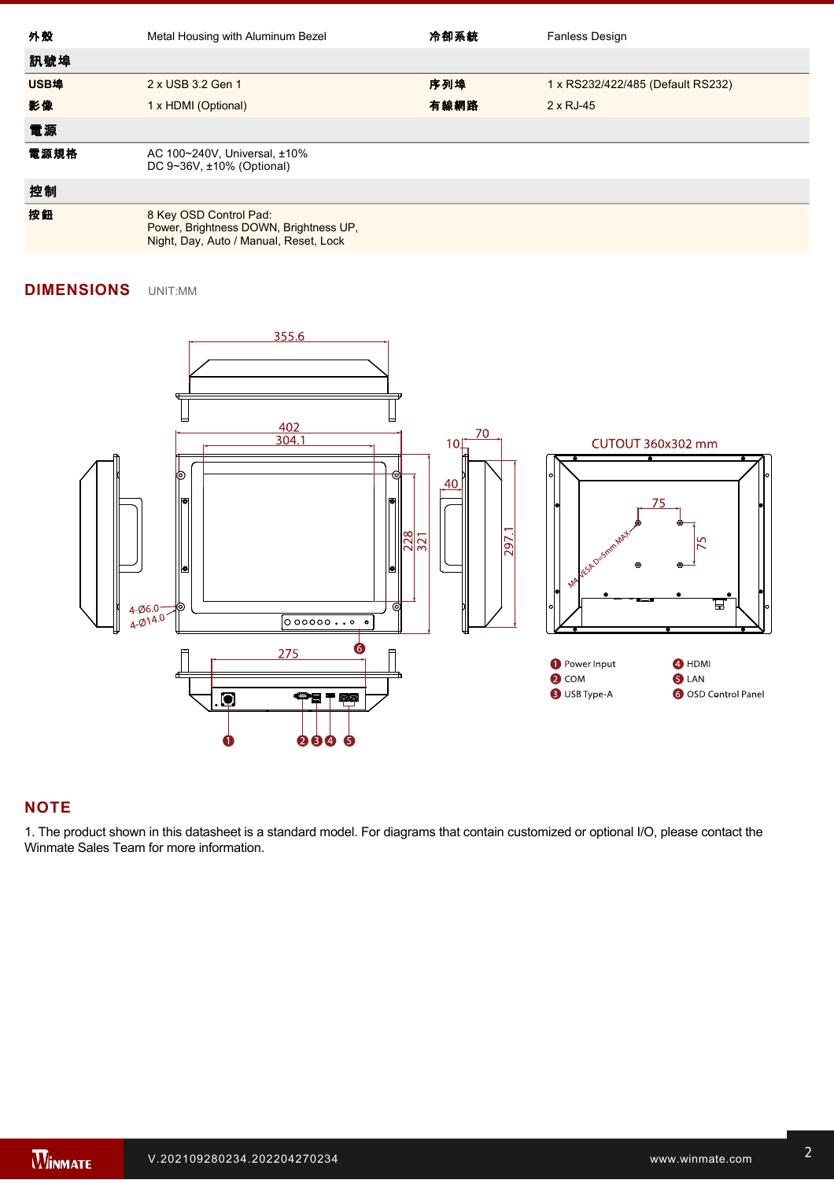| | | | |
|---|---|---|---|
| 外殼 | Metal Housing with Aluminum Bezel | 冷卻系統 | Fanless Design |
| **訊號埠** | | | |
| USB埠 | 2 x USB 3.2 Gen 1 | 序列埠 | 1 x RS232/422/485 (Default RS232) |
| 影像 | 1 x HDMI (Optional) | 有線網路 | 2 x RJ-45 |
| **電源** | | | |
| 電源規格 | AC 100~240V, Universal, ±10%<br>DC 9~36V, ±10% (Optional) | | |
| **控制** | | | |
| 按鈕 | 8 Key OSD Control Pad:<br>Power, Brightness DOWN, Brightness UP,<br>Night, Day, Auto / Manual, Reset, Lock | | |

## DIMENSIONS

UNIT:MM

355.6
402
304.1
10
70
40
228
321
297.1
4-Ø6.0
4-Ø14.0
275
CUTOUT 360x302 mm
75
75
M4 VESA D=5mm MAX

1 Power Input
2 COM
3 USB Type-A
4 HDMI
5 LAN
6 OSD Control Panel

## NOTE

1. The product shown in this datasheet is a standard model. For diagrams that contain customized or optional I/O, please contact the Winmate Sales Team for more information.